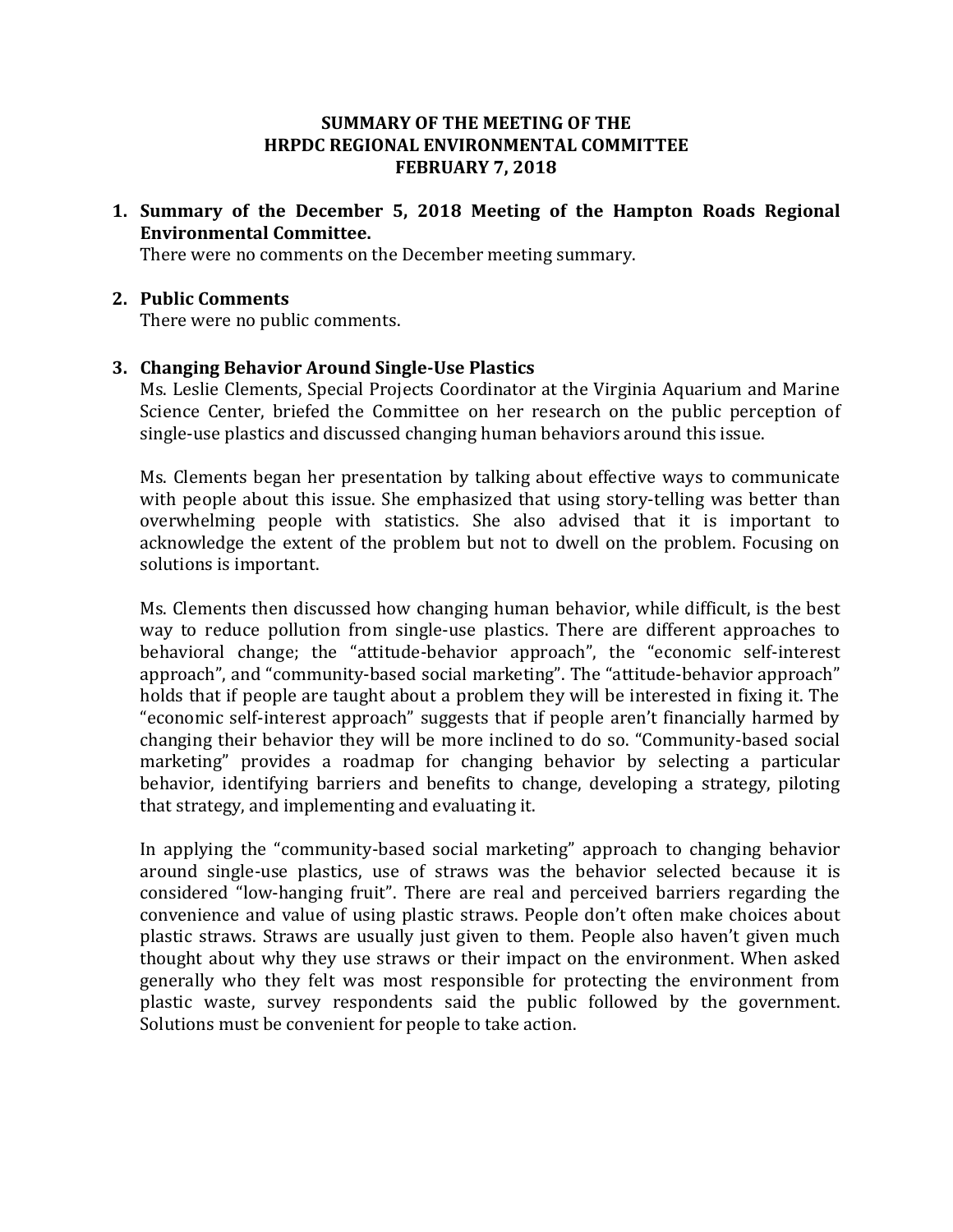# SUMMARY OF THE MEETING OF THE HRPDC REGIONAL ENVIRONMENTAL COMMITTEE FEBRUARY 7, 2018

1. **Summary of the December 5, 2018 Meeting of the Hampton Roads Regional Environmental Committee.**
   There were no comments on the December meeting summary.

2. **Public Comments**
   There were no public comments.

3. **Changing Behavior Around Single-Use Plastics**
   Ms. Leslie Clements, Special Projects Coordinator at the Virginia Aquarium and Marine Science Center, briefed the Committee on her research on the public perception of single-use plastics and discussed changing human behaviors around this issue.

   Ms. Clements began her presentation by talking about effective ways to communicate with people about this issue. She emphasized that using story-telling was better than overwhelming people with statistics. She also advised that it is important to acknowledge the extent of the problem but not to dwell on the problem. Focusing on solutions is important.

   Ms. Clements then discussed how changing human behavior, while difficult, is the best way to reduce pollution from single-use plastics. There are different approaches to behavioral change; the "attitude-behavior approach", the "economic self-interest approach", and "community-based social marketing". The "attitude-behavior approach" holds that if people are taught about a problem they will be interested in fixing it. The "economic self-interest approach" suggests that if people aren't financially harmed by changing their behavior they will be more inclined to do so. "Community-based social marketing" provides a roadmap for changing behavior by selecting a particular behavior, identifying barriers and benefits to change, developing a strategy, piloting that strategy, and implementing and evaluating it.

   In applying the "community-based social marketing" approach to changing behavior around single-use plastics, use of straws was the behavior selected because it is considered "low-hanging fruit". There are real and perceived barriers regarding the convenience and value of using plastic straws. People don't often make choices about plastic straws. Straws are usually just given to them. People also haven't given much thought about why they use straws or their impact on the environment. When asked generally who they felt was most responsible for protecting the environment from plastic waste, survey respondents said the public followed by the government. Solutions must be convenient for people to take action.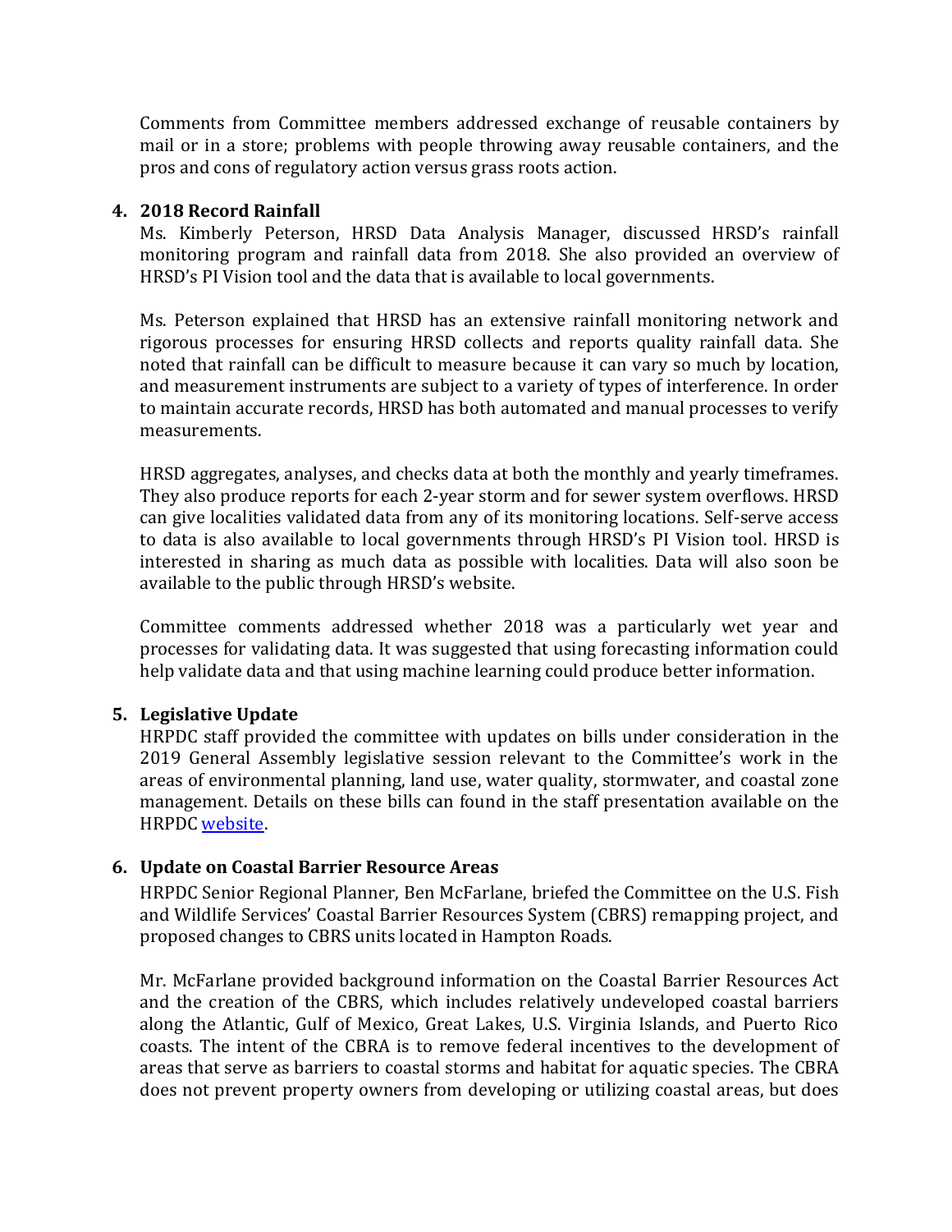Comments from Committee members addressed exchange of reusable containers by mail or in a store; problems with people throwing away reusable containers, and the pros and cons of regulatory action versus grass roots action.

4. **2018 Record Rainfall**

   Ms. Kimberly Peterson, HRSD Data Analysis Manager, discussed HRSD's rainfall monitoring program and rainfall data from 2018. She also provided an overview of HRSD's PI Vision tool and the data that is available to local governments.

   Ms. Peterson explained that HRSD has an extensive rainfall monitoring network and rigorous processes for ensuring HRSD collects and reports quality rainfall data. She noted that rainfall can be difficult to measure because it can vary so much by location, and measurement instruments are subject to a variety of types of interference. In order to maintain accurate records, HRSD has both automated and manual processes to verify measurements.

   HRSD aggregates, analyses, and checks data at both the monthly and yearly timeframes. They also produce reports for each 2-year storm and for sewer system overflows. HRSD can give localities validated data from any of its monitoring locations. Self-serve access to data is also available to local governments through HRSD's PI Vision tool. HRSD is interested in sharing as much data as possible with localities. Data will also soon be available to the public through HRSD's website.

   Committee comments addressed whether 2018 was a particularly wet year and processes for validating data. It was suggested that using forecasting information could help validate data and that using machine learning could produce better information.

5. **Legislative Update**

   HRPDC staff provided the committee with updates on bills under consideration in the 2019 General Assembly legislative session relevant to the Committee's work in the areas of environmental planning, land use, water quality, stormwater, and coastal zone management. Details on these bills can found in the staff presentation available on the HRPDC website.

6. **Update on Coastal Barrier Resource Areas**

   HRPDC Senior Regional Planner, Ben McFarlane, briefed the Committee on the U.S. Fish and Wildlife Services' Coastal Barrier Resources System (CBRS) remapping project, and proposed changes to CBRS units located in Hampton Roads.

   Mr. McFarlane provided background information on the Coastal Barrier Resources Act and the creation of the CBRS, which includes relatively undeveloped coastal barriers along the Atlantic, Gulf of Mexico, Great Lakes, U.S. Virginia Islands, and Puerto Rico coasts. The intent of the CBRA is to remove federal incentives to the development of areas that serve as barriers to coastal storms and habitat for aquatic species. The CBRA does not prevent property owners from developing or utilizing coastal areas, but does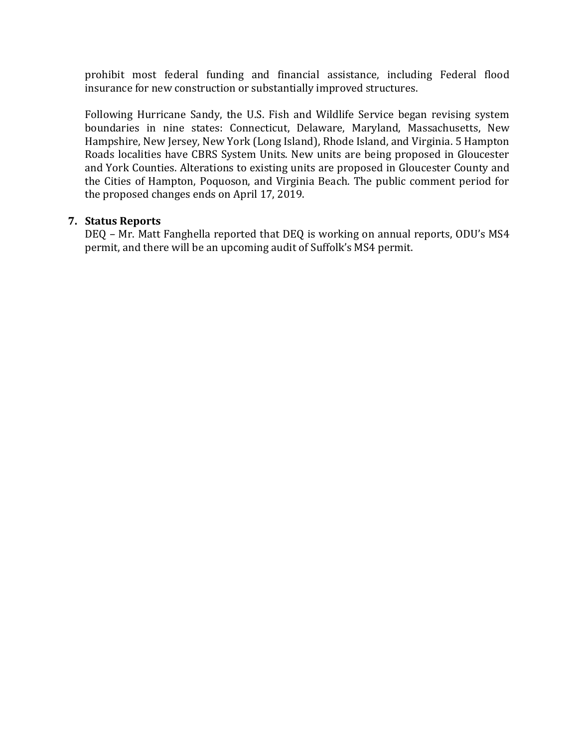prohibit most federal funding and financial assistance, including Federal flood insurance for new construction or substantially improved structures.

Following Hurricane Sandy, the U.S. Fish and Wildlife Service began revising system boundaries in nine states: Connecticut, Delaware, Maryland, Massachusetts, New Hampshire, New Jersey, New York (Long Island), Rhode Island, and Virginia. 5 Hampton Roads localities have CBRS System Units. New units are being proposed in Gloucester and York Counties. Alterations to existing units are proposed in Gloucester County and the Cities of Hampton, Poquoson, and Virginia Beach. The public comment period for the proposed changes ends on April 17, 2019.

7. **Status Reports**

DEQ – Mr. Matt Fanghella reported that DEQ is working on annual reports, ODU's MS4 permit, and there will be an upcoming audit of Suffolk's MS4 permit.